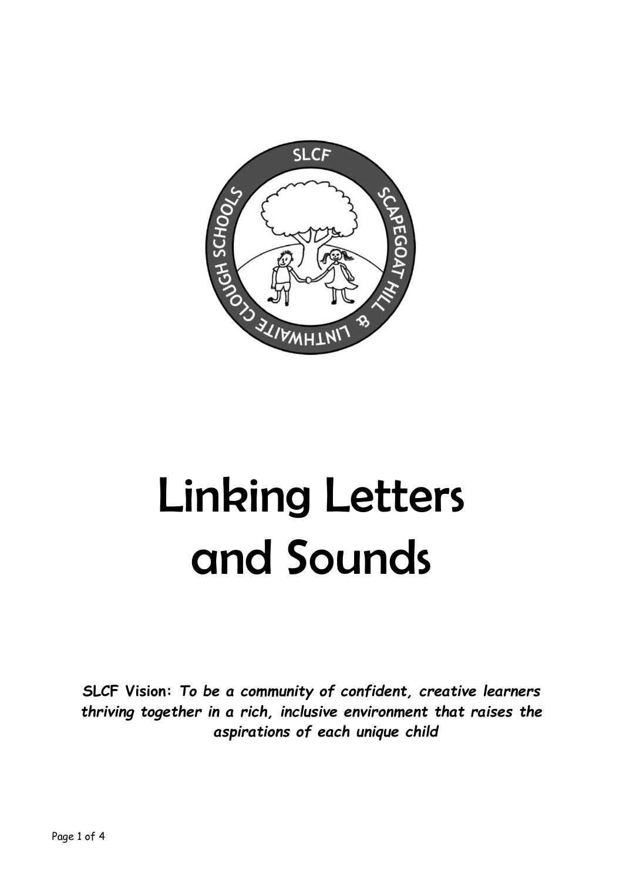# Linking Letters and Sounds

***SLCF Vision:** To be a community of confident, creative learners thriving together in a rich, inclusive environment that raises the aspirations of each unique child*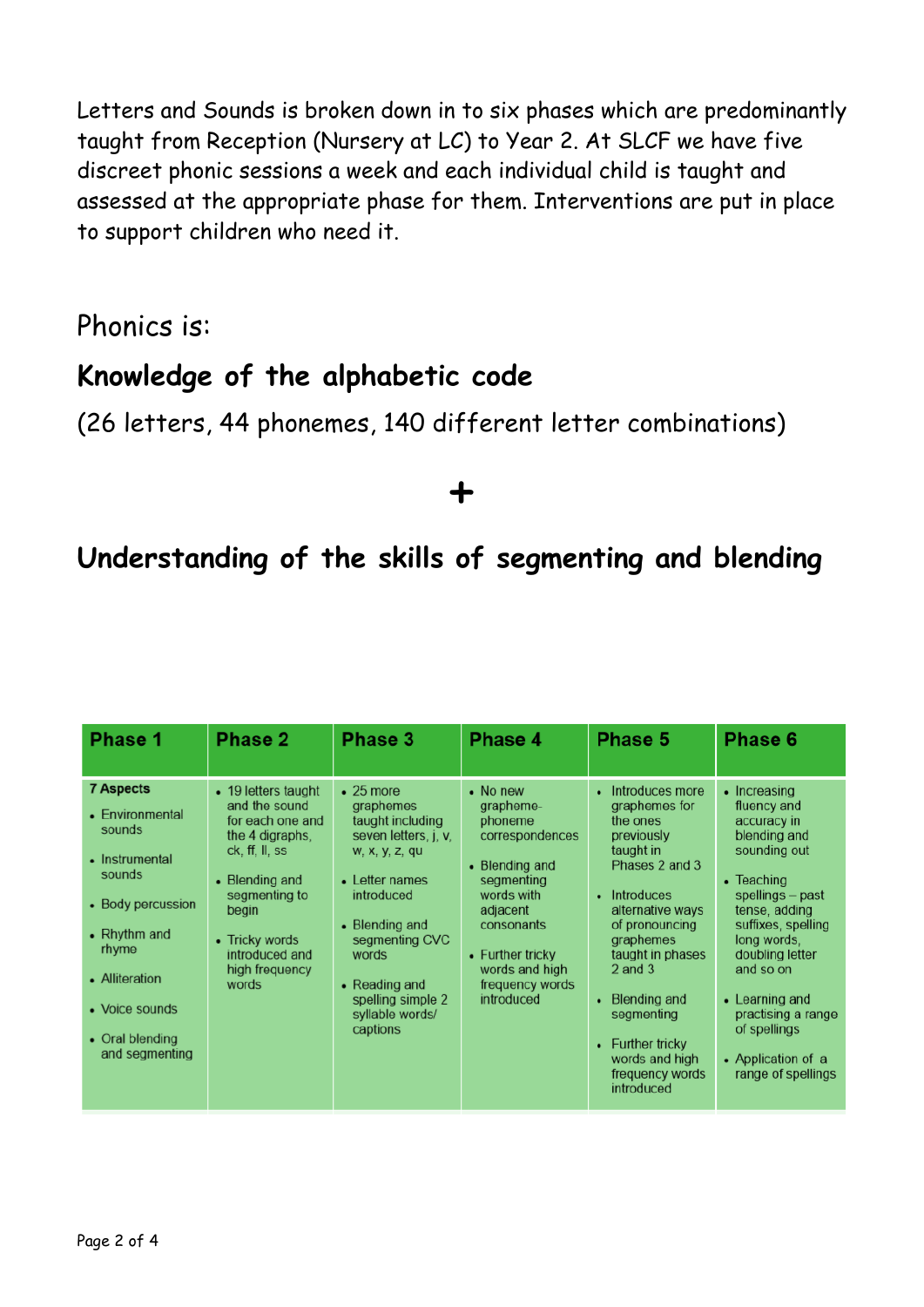Letters and Sounds is broken down in to six phases which are predominantly taught from Reception (Nursery at LC) to Year 2. At SLCF we have five discreet phonic sessions a week and each individual child is taught and assessed at the appropriate phase for them. Interventions are put in place to support children who need it.

Phonics is:

## Knowledge of the alphabetic code

(26 letters, 44 phonemes, 140 different letter combinations)

**+**

## Understanding of the skills of segmenting and blending

| Phase 1 | Phase 2 | Phase 3 | Phase 4 | Phase 5 | Phase 6 |
|---|---|---|---|---|---|
| **7 Aspects**<br>• Environmental sounds<br>• Instrumental sounds<br>• Body percussion<br>• Rhythm and rhyme<br>• Alliteration<br>• Voice sounds<br>• Oral blending and segmenting | • 19 letters taught and the sound for each one and the 4 digraphs, ck, ff, ll, ss<br>• Blending and segmenting to begin<br>• Tricky words introduced and high frequency words | • 25 more graphemes taught including seven letters, j, v, w, x, y, z, qu<br>• Letter names introduced<br>• Blending and segmenting CVC words<br>• Reading and spelling simple 2 syllable words/ captions | • No new grapheme-phoneme correspondences<br>• Blending and segmenting words with adjacent consonants<br>• Further tricky words and high frequency words introduced | • Introduces more graphemes for the ones previously taught in Phases 2 and 3<br>• Introduces alternative ways of pronouncing graphemes taught in phases 2 and 3<br>• Blending and segmenting<br>• Further tricky words and high frequency words introduced | • Increasing fluency and accuracy in blending and sounding out<br>• Teaching spellings – past tense, adding suffixes, spelling long words, doubling letter and so on<br>• Learning and practising a range of spellings<br>• Application of a range of spellings |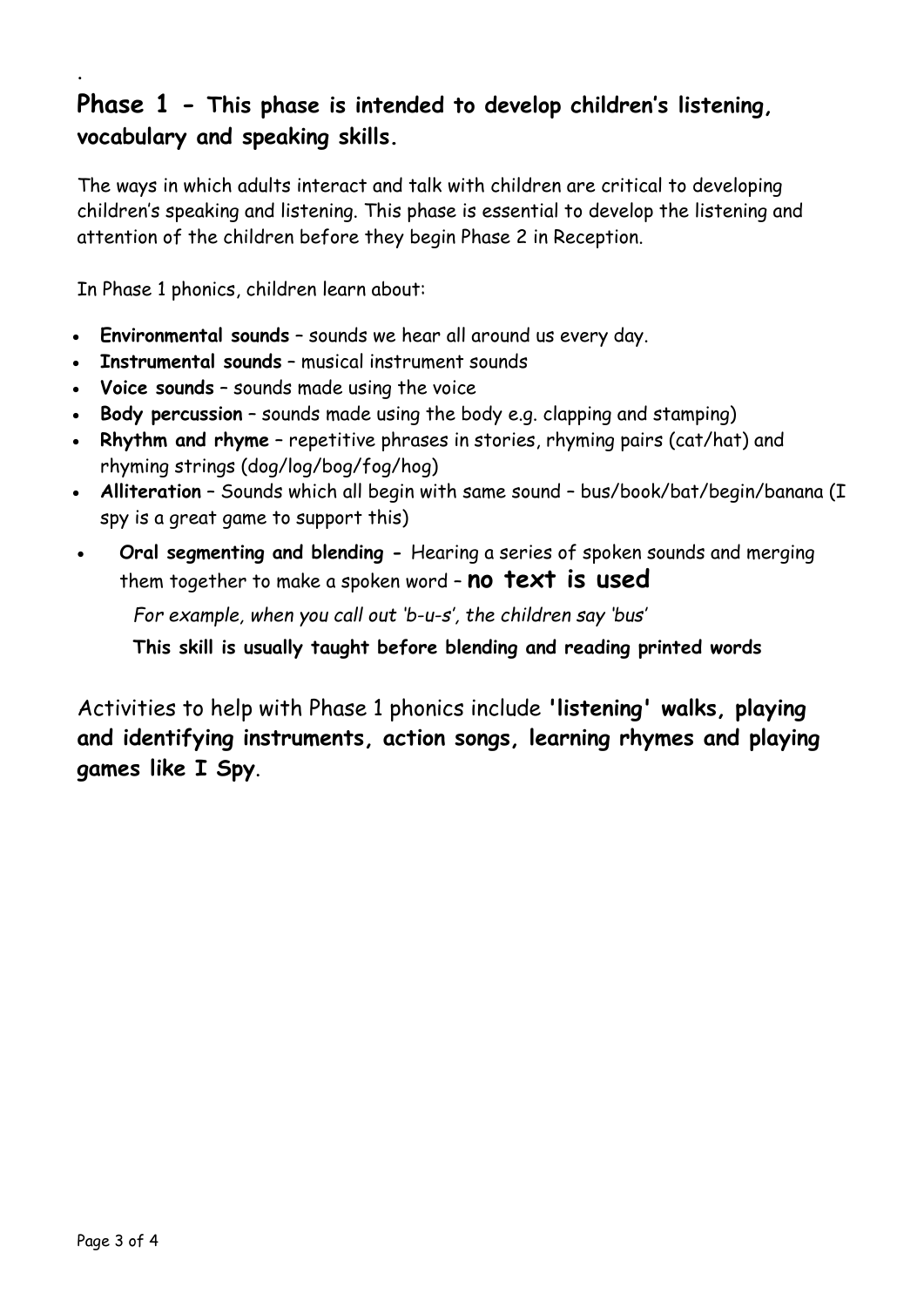## Phase 1 - This phase is intended to develop children's listening, vocabulary and speaking skills.

The ways in which adults interact and talk with children are critical to developing children's speaking and listening. This phase is essential to develop the listening and attention of the children before they begin Phase 2 in Reception.

In Phase 1 phonics, children learn about:

- **Environmental sounds** – sounds we hear all around us every day.
- **Instrumental sounds** – musical instrument sounds
- **Voice sounds** – sounds made using the voice
- **Body percussion** – sounds made using the body e.g. clapping and stamping)
- **Rhythm and rhyme** – repetitive phrases in stories, rhyming pairs (cat/hat) and rhyming strings (dog/log/bog/fog/hog)
- **Alliteration** – Sounds which all begin with same sound – bus/book/bat/begin/banana (I spy is a great game to support this)
- **Oral segmenting and blending -** Hearing a series of spoken sounds and merging them together to make a spoken word – **no text is used**

  *For example, when you call out 'b-u-s', the children say 'bus'*

  **This skill is usually taught before blending and reading printed words**

Activities to help with Phase 1 phonics include **'listening' walks, playing and identifying instruments, action songs, learning rhymes and playing games like I Spy**.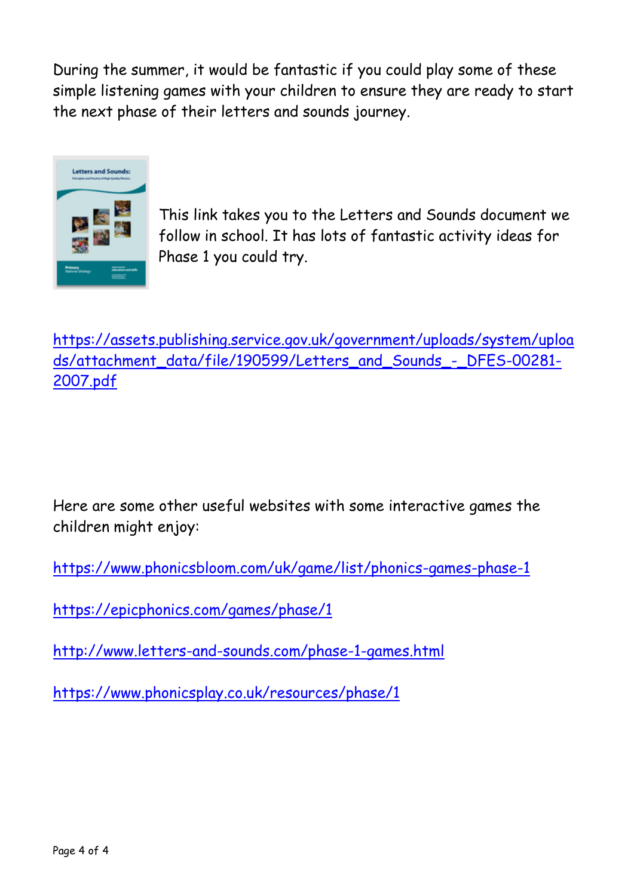During the summer, it would be fantastic if you could play some of these simple listening games with your children to ensure they are ready to start the next phase of their letters and sounds journey.

This link takes you to the Letters and Sounds document we follow in school. It has lots of fantastic activity ideas for Phase 1 you could try.

https://assets.publishing.service.gov.uk/government/uploads/system/uploads/attachment_data/file/190599/Letters_and_Sounds_-_DFES-00281-2007.pdf

Here are some other useful websites with some interactive games the children might enjoy:

https://www.phonicsbloom.com/uk/game/list/phonics-games-phase-1

https://epicphonics.com/games/phase/1

http://www.letters-and-sounds.com/phase-1-games.html

https://www.phonicsplay.co.uk/resources/phase/1